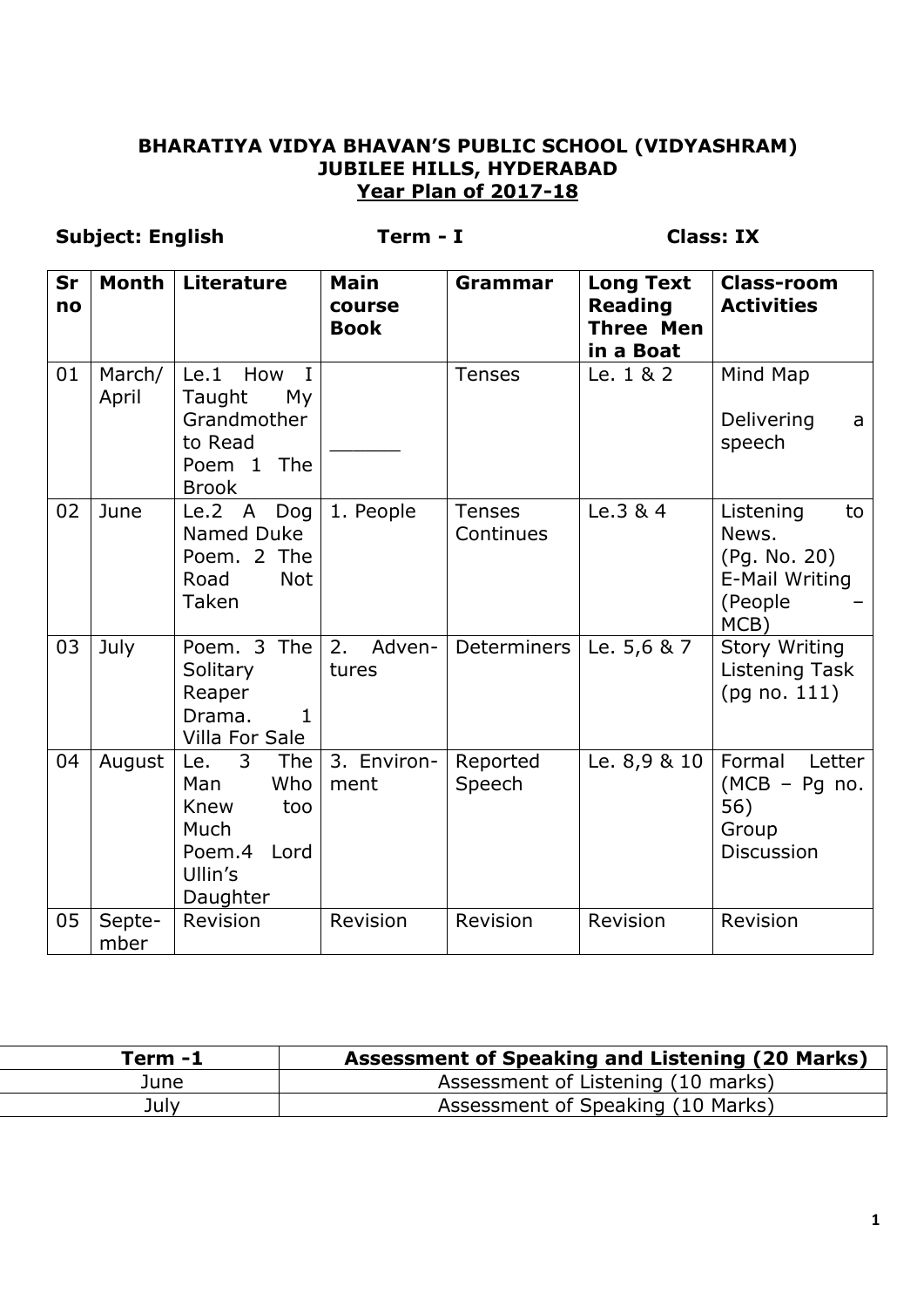**BHARATIYA VIDYA BHAVAN'S PUBLIC SCHOOL (VIDYASHRAM)**
**JUBILEE HILLS, HYDERABAD**
**Year Plan of 2017-18**

**Subject: English** **Term - I** **Class: IX**

| Sr no | Month | Literature | Main course Book | Grammar | Long Text Reading Three Men in a Boat | Class-room Activities |
|---|---|---|---|---|---|---|
| 01 | March/ April | Le.1 How I Taught My Grandmother to Read<br>Poem 1 The Brook | ______ | Tenses | Le. 1 & 2 | Mind Map<br>Delivering a speech |
| 02 | June | Le.2 A Dog Named Duke<br>Poem. 2 The Road Not Taken | 1. People | Tenses Continues | Le.3 & 4 | Listening to News. (Pg. No. 20)<br>E-Mail Writing (People – MCB) |
| 03 | July | Poem. 3 The Solitary Reaper<br>Drama. 1 Villa For Sale | 2. Adventures | Determiners | Le. 5,6 & 7 | Story Writing<br>Listening Task (pg no. 111) |
| 04 | August | Le. 3 The Man Who Knew too Much<br>Poem.4 Lord Ullin's Daughter | 3. Environment | Reported Speech | Le. 8,9 & 10 | Formal Letter (MCB – Pg no. 56)<br>Group Discussion |
| 05 | September | Revision | Revision | Revision | Revision | Revision |

| Term -1 | Assessment of Speaking and Listening (20 Marks) |
|---|---|
| June | Assessment of Listening (10 marks) |
| July | Assessment of Speaking (10 Marks) |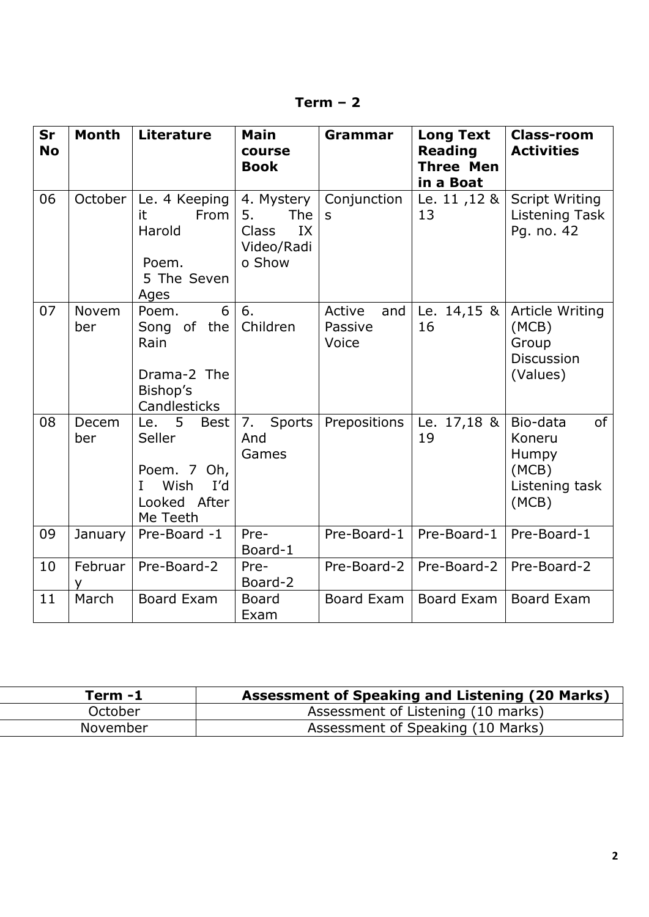# Term – 2

| Sr No | Month | Literature | Main course Book | Grammar | Long Text Reading Three Men in a Boat | Class-room Activities |
|---|---|---|---|---|---|---|
| 06 | October | Le. 4 Keeping it From Harold<br><br>Poem. 5 The Seven Ages | 4. Mystery<br>5. The Class IX Video/Radio Show | Conjunctions | Le. 11 ,12 & 13 | Script Writing<br>Listening Task Pg. no. 42 |
| 07 | November | Poem. 6 Song of the Rain<br><br>Drama-2 The Bishop's Candlesticks | 6. Children | Active and Passive Voice | Le. 14,15 & 16 | Article Writing (MCB)<br>Group Discussion (Values) |
| 08 | December | Le. 5 Best Seller<br><br>Poem. 7 Oh, I Wish I'd Looked After Me Teeth | 7. Sports And Games | Prepositions | Le. 17,18 & 19 | Bio-data of Koneru Humpy (MCB)<br>Listening task (MCB) |
| 09 | January | Pre-Board -1 | Pre-Board-1 | Pre-Board-1 | Pre-Board-1 | Pre-Board-1 |
| 10 | February | Pre-Board-2 | Pre-Board-2 | Pre-Board-2 | Pre-Board-2 | Pre-Board-2 |
| 11 | March | Board Exam | Board Exam | Board Exam | Board Exam | Board Exam |

| Term -1 | Assessment of Speaking and Listening (20 Marks) |
|---|---|
| October | Assessment of Listening (10 marks) |
| November | Assessment of Speaking (10 Marks) |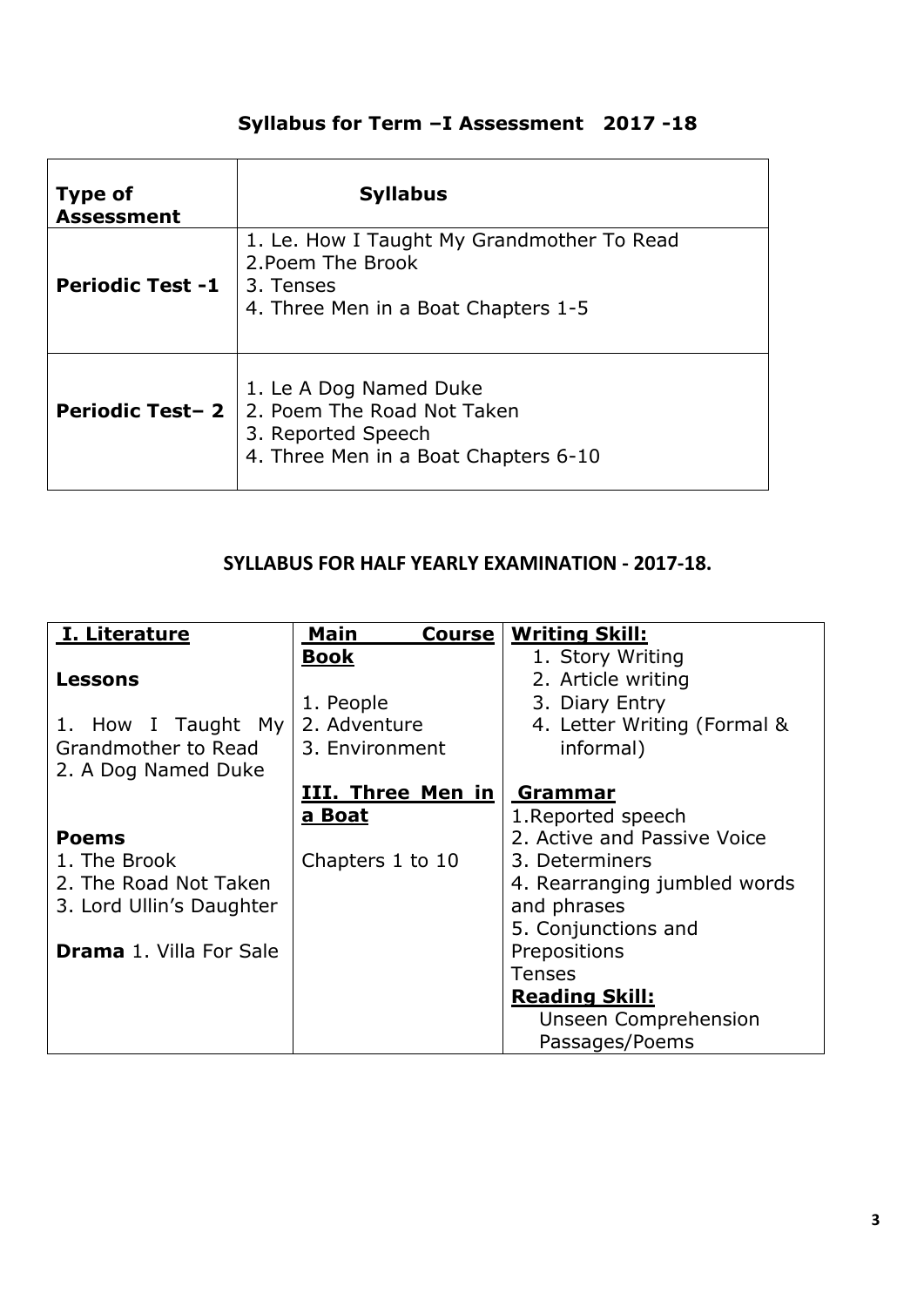## Syllabus for Term –I Assessment 2017 -18

| Type of Assessment | Syllabus |
|---|---|
| **Periodic Test -1** | 1. Le. How I Taught My Grandmother To Read<br>2.Poem The Brook<br>3. Tenses<br>4. Three Men in a Boat Chapters 1-5 |
| **Periodic Test– 2** | 1. Le A Dog Named Duke<br>2. Poem The Road Not Taken<br>3. Reported Speech<br>4. Three Men in a Boat Chapters 6-10 |

## SYLLABUS FOR HALF YEARLY EXAMINATION - 2017-18.

| **I. Literature** | **Main Course Book** | **Writing Skill:** |
|---|---|---|
| **Lessons**<br>1. How I Taught My Grandmother to Read<br>2. A Dog Named Duke<br><br>**Poems**<br>1. The Brook<br>2. The Road Not Taken<br>3. Lord Ullin's Daughter<br><br>**Drama** 1. Villa For Sale | 1. People<br>2. Adventure<br>3. Environment<br><br>**III. Three Men in a Boat**<br><br>Chapters 1 to 10 | 1. Story Writing<br>2. Article writing<br>3. Diary Entry<br>4. Letter Writing (Formal & informal)<br><br>**Grammar**<br>1.Reported speech<br>2. Active and Passive Voice<br>3. Determiners<br>4. Rearranging jumbled words and phrases<br>5. Conjunctions and Prepositions<br>Tenses<br>**Reading Skill:**<br>Unseen Comprehension Passages/Poems |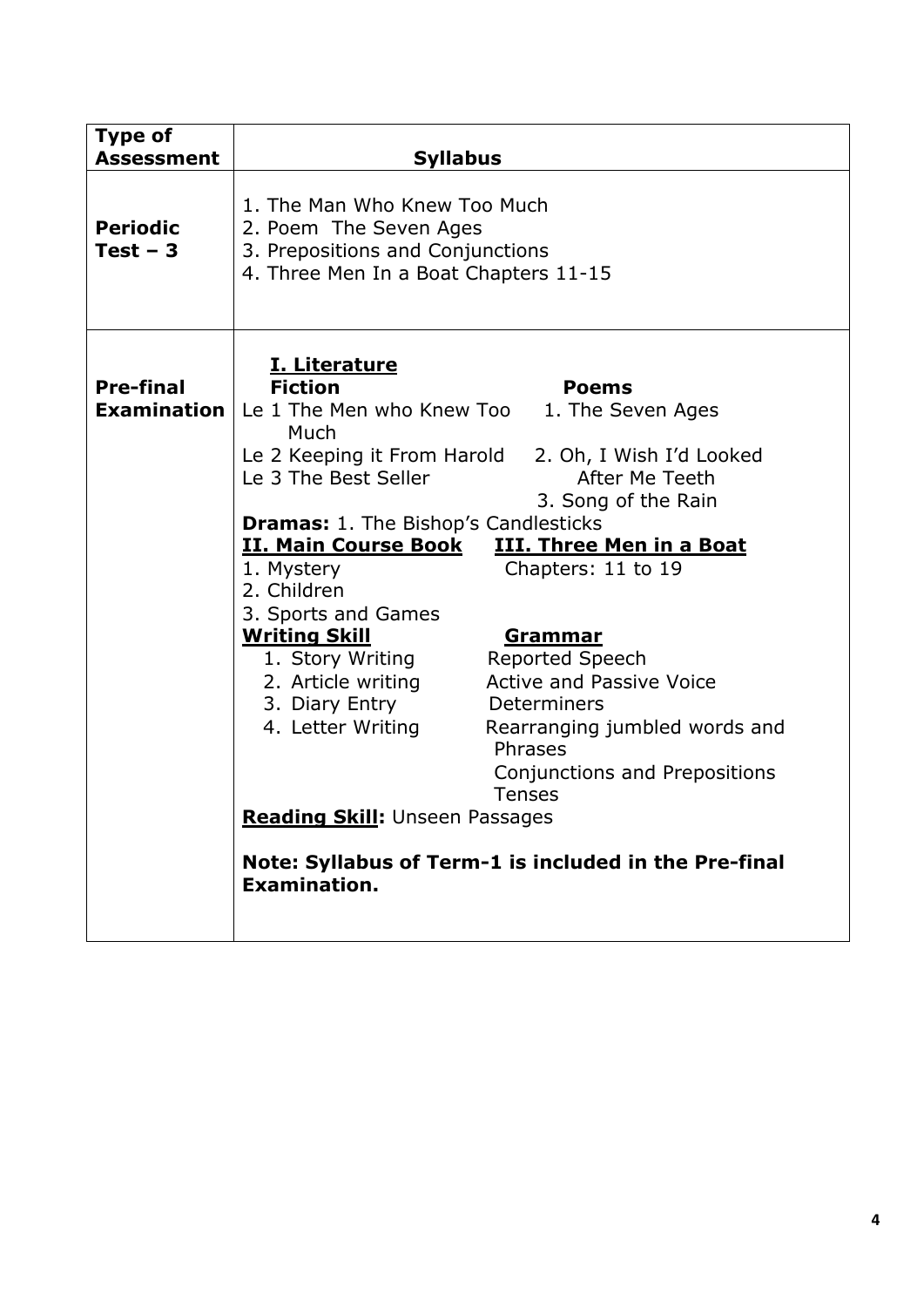| Type of Assessment | Syllabus |
|---|---|
| **Periodic Test – 3** | 1. The Man Who Knew Too Much<br>2. Poem The Seven Ages<br>3. Prepositions and Conjunctions<br>4. Three Men In a Boat Chapters 11-15 |
| **Pre-final Examination** | **<u>I. Literature</u>**<br>**Fiction**<br>Le 1 The Men who Knew Too Much<br>Le 2 Keeping it From Harold<br>Le 3 The Best Seller<br>**Poems**<br>1. The Seven Ages<br>2. Oh, I Wish I'd Looked After Me Teeth<br>3. Song of the Rain<br>**Dramas:** 1. The Bishop's Candlesticks<br>**<u>II. Main Course Book</u>**<br>1. Mystery<br>2. Children<br>3. Sports and Games<br>**<u>III. Three Men in a Boat</u>**<br>Chapters: 11 to 19<br>**<u>Writing Skill</u>**<br>1. Story Writing<br>2. Article writing<br>3. Diary Entry<br>4. Letter Writing<br>**<u>Grammar</u>**<br>Reported Speech<br>Active and Passive Voice<br>Determiners<br>Rearranging jumbled words and Phrases<br>Conjunctions and Prepositions<br>Tenses<br>**<u>Reading Skill</u>:** Unseen Passages<br><br>**Note: Syllabus of Term-1 is included in the Pre-final Examination.** |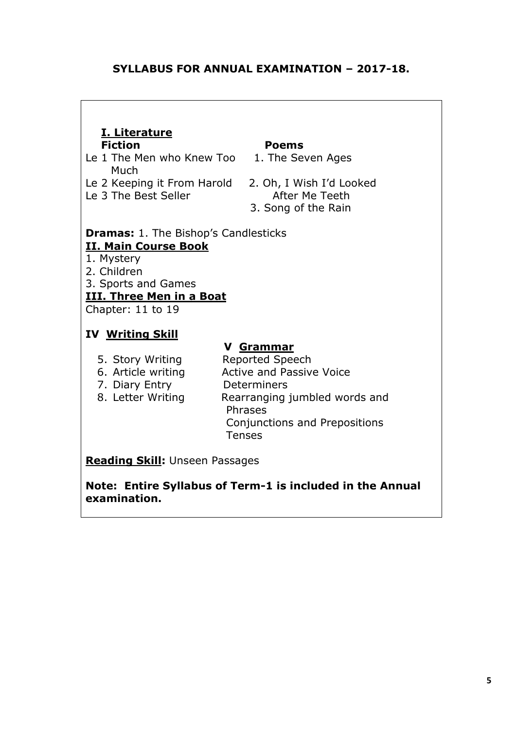# SYLLABUS FOR ANNUAL EXAMINATION – 2017-18.

## I. Literature

**Fiction**

Le 1 The Men who Knew Too Much

Le 2 Keeping it From Harold

Le 3 The Best Seller

**Poems**

1. The Seven Ages
2. Oh, I Wish I'd Looked After Me Teeth
3. Song of the Rain

**Dramas:** 1. The Bishop's Candlesticks

## II. Main Course Book

1. Mystery
2. Children
3. Sports and Games

## III. Three Men in a Boat

Chapter: 11 to 19

## IV Writing Skill

5. Story Writing
6. Article writing
7. Diary Entry
8. Letter Writing

## V Grammar

Reported Speech

Active and Passive Voice

Determiners

Rearranging jumbled words and Phrases

Conjunctions and Prepositions

Tenses

**Reading Skill:** Unseen Passages

**Note: Entire Syllabus of Term-1 is included in the Annual examination.**